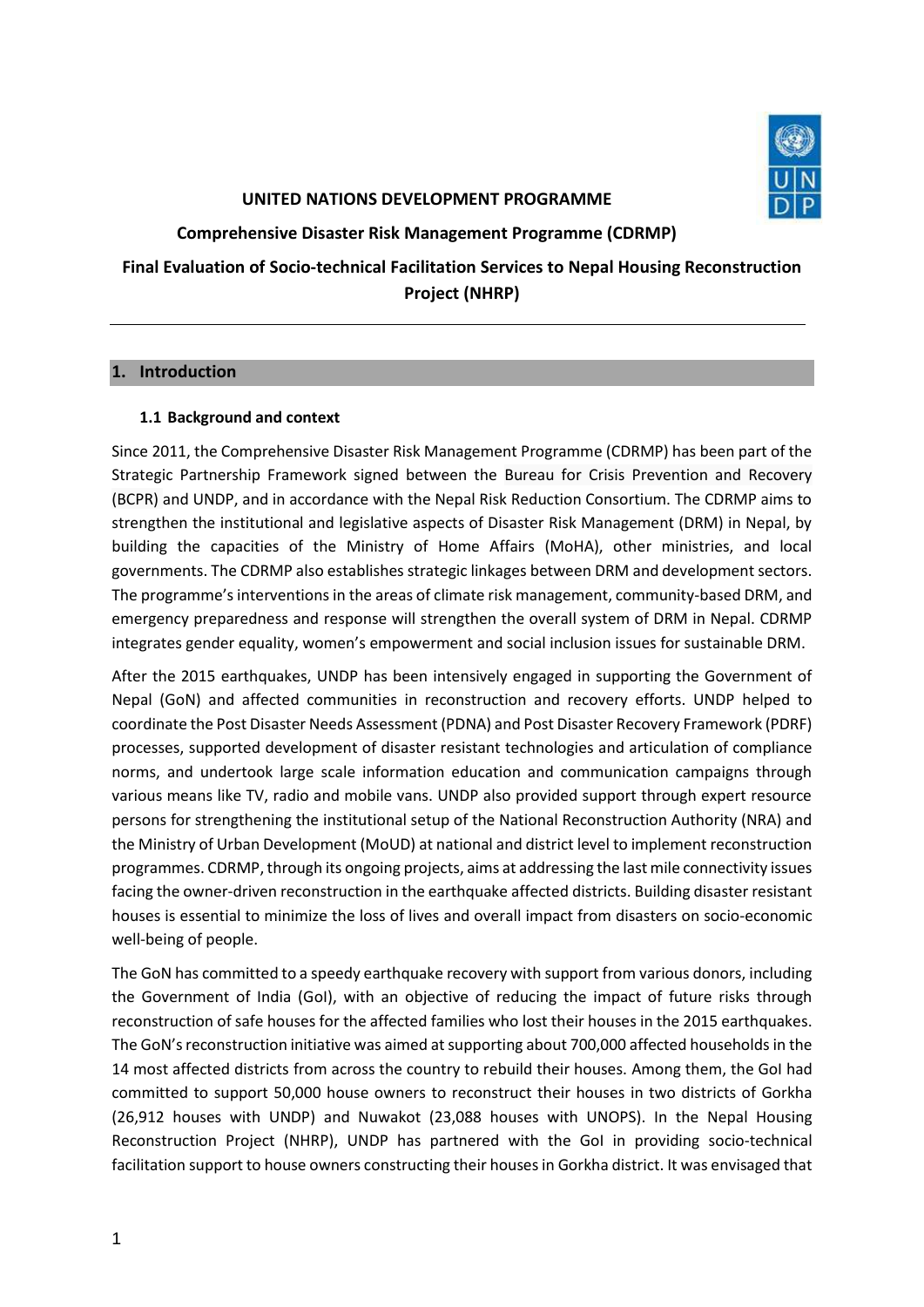**UNITED NATIONS DEVELOPMENT PROGRAMME**

**Comprehensive Disaster Risk Management Programme (CDRMP)**

# Final Evaluation of Socio-technical Facilitation Services to Nepal Housing Reconstruction Project (NHRP)

## 1. Introduction

### 1.1 Background and context

Since 2011, the Comprehensive Disaster Risk Management Programme (CDRMP) has been part of the Strategic Partnership Framework signed between the Bureau for Crisis Prevention and Recovery (BCPR) and UNDP, and in accordance with the Nepal Risk Reduction Consortium. The CDRMP aims to strengthen the institutional and legislative aspects of Disaster Risk Management (DRM) in Nepal, by building the capacities of the Ministry of Home Affairs (MoHA), other ministries, and local governments. The CDRMP also establishes strategic linkages between DRM and development sectors. The programme's interventions in the areas of climate risk management, community-based DRM, and emergency preparedness and response will strengthen the overall system of DRM in Nepal. CDRMP integrates gender equality, women's empowerment and social inclusion issues for sustainable DRM.

After the 2015 earthquakes, UNDP has been intensively engaged in supporting the Government of Nepal (GoN) and affected communities in reconstruction and recovery efforts. UNDP helped to coordinate the Post Disaster Needs Assessment (PDNA) and Post Disaster Recovery Framework (PDRF) processes, supported development of disaster resistant technologies and articulation of compliance norms, and undertook large scale information education and communication campaigns through various means like TV, radio and mobile vans. UNDP also provided support through expert resource persons for strengthening the institutional setup of the National Reconstruction Authority (NRA) and the Ministry of Urban Development (MoUD) at national and district level to implement reconstruction programmes. CDRMP, through its ongoing projects, aims at addressing the last mile connectivity issues facing the owner-driven reconstruction in the earthquake affected districts. Building disaster resistant houses is essential to minimize the loss of lives and overall impact from disasters on socio-economic well-being of people.

The GoN has committed to a speedy earthquake recovery with support from various donors, including the Government of India (GoI), with an objective of reducing the impact of future risks through reconstruction of safe houses for the affected families who lost their houses in the 2015 earthquakes. The GoN's reconstruction initiative was aimed at supporting about 700,000 affected households in the 14 most affected districts from across the country to rebuild their houses. Among them, the GoI had committed to support 50,000 house owners to reconstruct their houses in two districts of Gorkha (26,912 houses with UNDP) and Nuwakot (23,088 houses with UNOPS). In the Nepal Housing Reconstruction Project (NHRP), UNDP has partnered with the GoI in providing socio-technical facilitation support to house owners constructing their houses in Gorkha district. It was envisaged that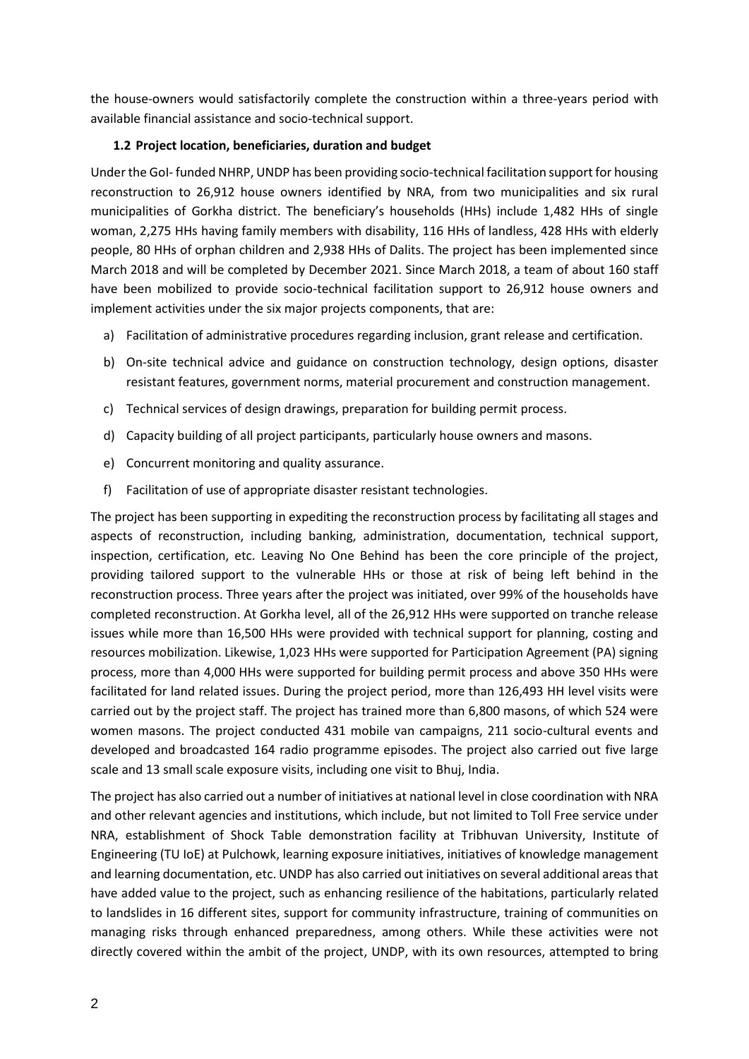the house-owners would satisfactorily complete the construction within a three-years period with available financial assistance and socio-technical support.

### 1.2 Project location, beneficiaries, duration and budget

Under the GoI- funded NHRP, UNDP has been providing socio-technical facilitation support for housing reconstruction to 26,912 house owners identified by NRA, from two municipalities and six rural municipalities of Gorkha district. The beneficiary's households (HHs) include 1,482 HHs of single woman, 2,275 HHs having family members with disability, 116 HHs of landless, 428 HHs with elderly people, 80 HHs of orphan children and 2,938 HHs of Dalits. The project has been implemented since March 2018 and will be completed by December 2021. Since March 2018, a team of about 160 staff have been mobilized to provide socio-technical facilitation support to 26,912 house owners and implement activities under the six major projects components, that are:

a) Facilitation of administrative procedures regarding inclusion, grant release and certification.

b) On-site technical advice and guidance on construction technology, design options, disaster resistant features, government norms, material procurement and construction management.

c) Technical services of design drawings, preparation for building permit process.

d) Capacity building of all project participants, particularly house owners and masons.

e) Concurrent monitoring and quality assurance.

f) Facilitation of use of appropriate disaster resistant technologies.

The project has been supporting in expediting the reconstruction process by facilitating all stages and aspects of reconstruction, including banking, administration, documentation, technical support, inspection, certification, etc. Leaving No One Behind has been the core principle of the project, providing tailored support to the vulnerable HHs or those at risk of being left behind in the reconstruction process. Three years after the project was initiated, over 99% of the households have completed reconstruction. At Gorkha level, all of the 26,912 HHs were supported on tranche release issues while more than 16,500 HHs were provided with technical support for planning, costing and resources mobilization. Likewise, 1,023 HHs were supported for Participation Agreement (PA) signing process, more than 4,000 HHs were supported for building permit process and above 350 HHs were facilitated for land related issues. During the project period, more than 126,493 HH level visits were carried out by the project staff. The project has trained more than 6,800 masons, of which 524 were women masons. The project conducted 431 mobile van campaigns, 211 socio-cultural events and developed and broadcasted 164 radio programme episodes. The project also carried out five large scale and 13 small scale exposure visits, including one visit to Bhuj, India.

The project has also carried out a number of initiatives at national level in close coordination with NRA and other relevant agencies and institutions, which include, but not limited to Toll Free service under NRA, establishment of Shock Table demonstration facility at Tribhuvan University, Institute of Engineering (TU IoE) at Pulchowk, learning exposure initiatives, initiatives of knowledge management and learning documentation, etc. UNDP has also carried out initiatives on several additional areas that have added value to the project, such as enhancing resilience of the habitations, particularly related to landslides in 16 different sites, support for community infrastructure, training of communities on managing risks through enhanced preparedness, among others. While these activities were not directly covered within the ambit of the project, UNDP, with its own resources, attempted to bring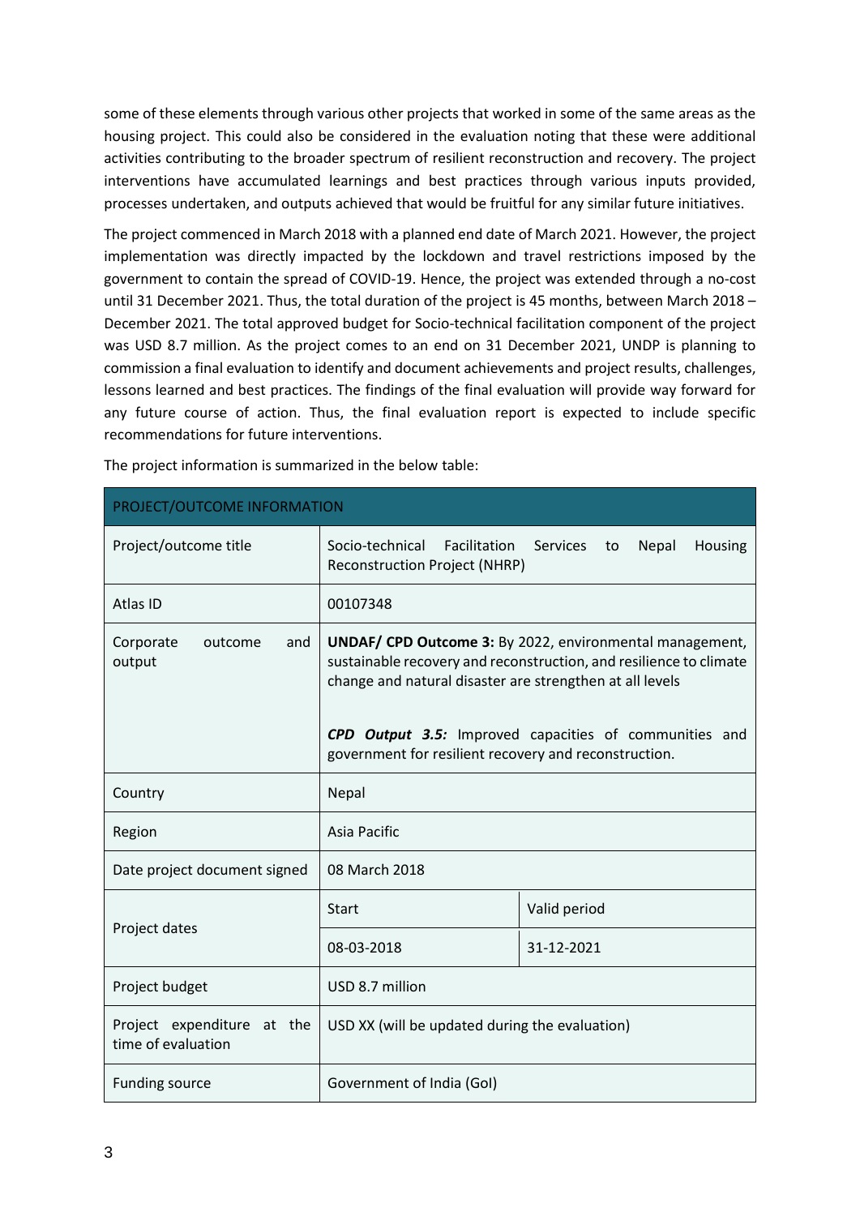some of these elements through various other projects that worked in some of the same areas as the housing project. This could also be considered in the evaluation noting that these were additional activities contributing to the broader spectrum of resilient reconstruction and recovery. The project interventions have accumulated learnings and best practices through various inputs provided, processes undertaken, and outputs achieved that would be fruitful for any similar future initiatives.

The project commenced in March 2018 with a planned end date of March 2021. However, the project implementation was directly impacted by the lockdown and travel restrictions imposed by the government to contain the spread of COVID-19. Hence, the project was extended through a no-cost until 31 December 2021. Thus, the total duration of the project is 45 months, between March 2018 – December 2021. The total approved budget for Socio-technical facilitation component of the project was USD 8.7 million. As the project comes to an end on 31 December 2021, UNDP is planning to commission a final evaluation to identify and document achievements and project results, challenges, lessons learned and best practices. The findings of the final evaluation will provide way forward for any future course of action. Thus, the final evaluation report is expected to include specific recommendations for future interventions.

The project information is summarized in the below table:

| PROJECT/OUTCOME INFORMATION | | |
|---|---|---|
| Project/outcome title | Socio-technical Facilitation Services to Nepal Housing Reconstruction Project (NHRP) | |
| Atlas ID | 00107348 | |
| Corporate outcome and output | **UNDAF/ CPD Outcome 3:** By 2022, environmental management, sustainable recovery and reconstruction, and resilience to climate change and natural disaster are strengthen at all levels<br><br>***CPD Output 3.5:*** Improved capacities of communities and government for resilient recovery and reconstruction. | |
| Country | Nepal | |
| Region | Asia Pacific | |
| Date project document signed | 08 March 2018 | |
| Project dates | Start | Valid period |
| | 08-03-2018 | 31-12-2021 |
| Project budget | USD 8.7 million | |
| Project expenditure at the time of evaluation | USD XX (will be updated during the evaluation) | |
| Funding source | Government of India (GoI) | |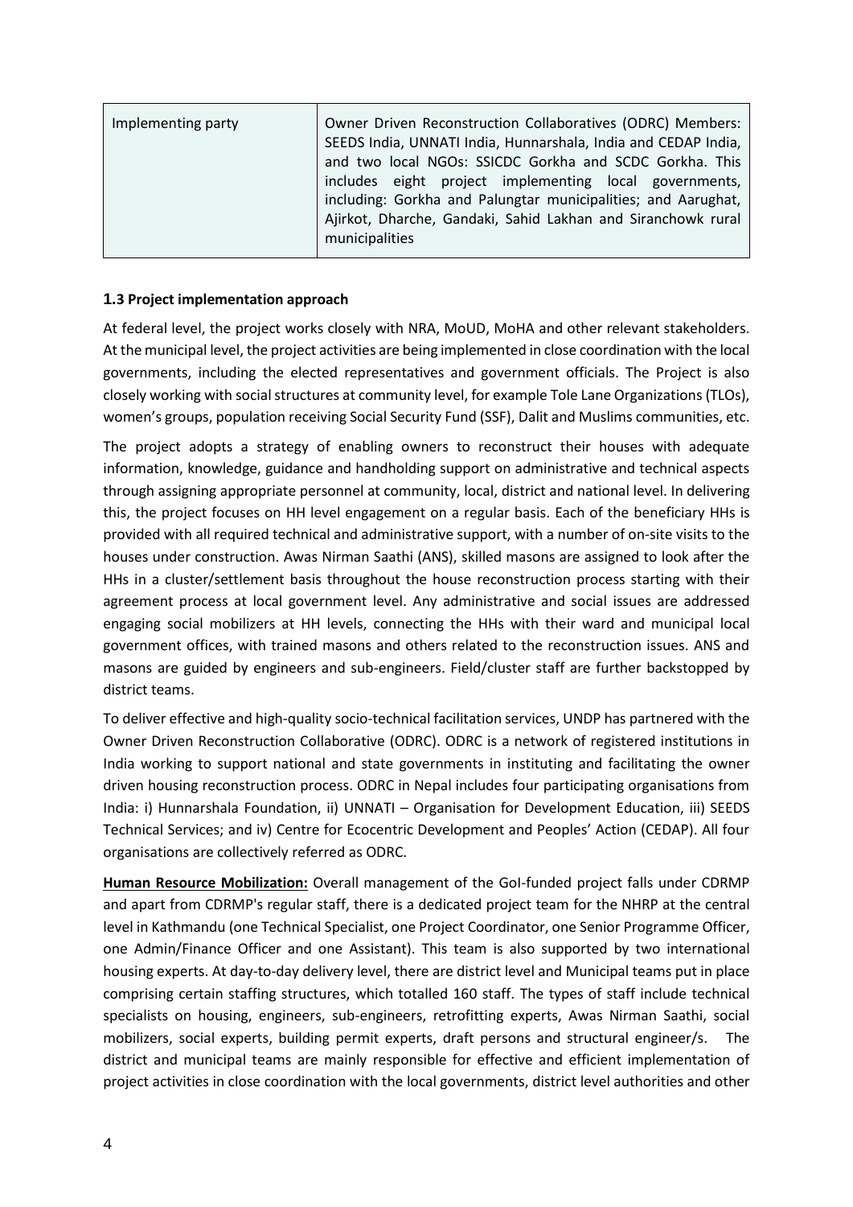| Implementing party | Owner Driven Reconstruction Collaboratives (ODRC) Members: SEEDS India, UNNATI India, Hunnarshala, India and CEDAP India, and two local NGOs: SSICDC Gorkha and SCDC Gorkha. This includes eight project implementing local governments, including: Gorkha and Palungtar municipalities; and Aarughat, Ajirkot, Dharche, Gandaki, Sahid Lakhan and Siranchowk rural municipalities |
|---|---|

### 1.3 Project implementation approach

At federal level, the project works closely with NRA, MoUD, MoHA and other relevant stakeholders. At the municipal level, the project activities are being implemented in close coordination with the local governments, including the elected representatives and government officials. The Project is also closely working with social structures at community level, for example Tole Lane Organizations (TLOs), women's groups, population receiving Social Security Fund (SSF), Dalit and Muslims communities, etc.

The project adopts a strategy of enabling owners to reconstruct their houses with adequate information, knowledge, guidance and handholding support on administrative and technical aspects through assigning appropriate personnel at community, local, district and national level. In delivering this, the project focuses on HH level engagement on a regular basis. Each of the beneficiary HHs is provided with all required technical and administrative support, with a number of on-site visits to the houses under construction. Awas Nirman Saathi (ANS), skilled masons are assigned to look after the HHs in a cluster/settlement basis throughout the house reconstruction process starting with their agreement process at local government level. Any administrative and social issues are addressed engaging social mobilizers at HH levels, connecting the HHs with their ward and municipal local government offices, with trained masons and others related to the reconstruction issues. ANS and masons are guided by engineers and sub-engineers. Field/cluster staff are further backstopped by district teams.

To deliver effective and high-quality socio-technical facilitation services, UNDP has partnered with the Owner Driven Reconstruction Collaborative (ODRC). ODRC is a network of registered institutions in India working to support national and state governments in instituting and facilitating the owner driven housing reconstruction process. ODRC in Nepal includes four participating organisations from India: i) Hunnarshala Foundation, ii) UNNATI – Organisation for Development Education, iii) SEEDS Technical Services; and iv) Centre for Ecocentric Development and Peoples' Action (CEDAP). All four organisations are collectively referred as ODRC.

**Human Resource Mobilization:** Overall management of the GoI-funded project falls under CDRMP and apart from CDRMP's regular staff, there is a dedicated project team for the NHRP at the central level in Kathmandu (one Technical Specialist, one Project Coordinator, one Senior Programme Officer, one Admin/Finance Officer and one Assistant). This team is also supported by two international housing experts. At day-to-day delivery level, there are district level and Municipal teams put in place comprising certain staffing structures, which totalled 160 staff. The types of staff include technical specialists on housing, engineers, sub-engineers, retrofitting experts, Awas Nirman Saathi, social mobilizers, social experts, building permit experts, draft persons and structural engineer/s. The district and municipal teams are mainly responsible for effective and efficient implementation of project activities in close coordination with the local governments, district level authorities and other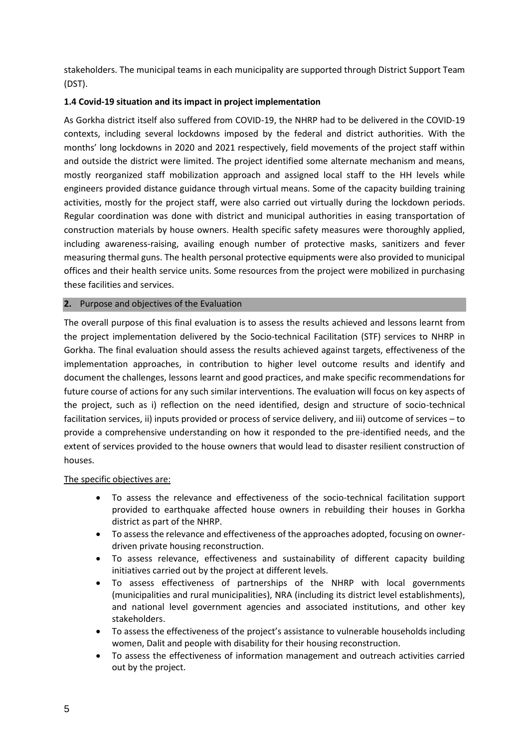stakeholders. The municipal teams in each municipality are supported through District Support Team (DST).

### 1.4 Covid-19 situation and its impact in project implementation

As Gorkha district itself also suffered from COVID-19, the NHRP had to be delivered in the COVID-19 contexts, including several lockdowns imposed by the federal and district authorities. With the months' long lockdowns in 2020 and 2021 respectively, field movements of the project staff within and outside the district were limited. The project identified some alternate mechanism and means, mostly reorganized staff mobilization approach and assigned local staff to the HH levels while engineers provided distance guidance through virtual means. Some of the capacity building training activities, mostly for the project staff, were also carried out virtually during the lockdown periods. Regular coordination was done with district and municipal authorities in easing transportation of construction materials by house owners. Health specific safety measures were thoroughly applied, including awareness-raising, availing enough number of protective masks, sanitizers and fever measuring thermal guns. The health personal protective equipments were also provided to municipal offices and their health service units. Some resources from the project were mobilized in purchasing these facilities and services.

## 2. Purpose and objectives of the Evaluation

The overall purpose of this final evaluation is to assess the results achieved and lessons learnt from the project implementation delivered by the Socio-technical Facilitation (STF) services to NHRP in Gorkha. The final evaluation should assess the results achieved against targets, effectiveness of the implementation approaches, in contribution to higher level outcome results and identify and document the challenges, lessons learnt and good practices, and make specific recommendations for future course of actions for any such similar interventions. The evaluation will focus on key aspects of the project, such as i) reflection on the need identified, design and structure of socio-technical facilitation services, ii) inputs provided or process of service delivery, and iii) outcome of services – to provide a comprehensive understanding on how it responded to the pre-identified needs, and the extent of services provided to the house owners that would lead to disaster resilient construction of houses.

The specific objectives are:

- To assess the relevance and effectiveness of the socio-technical facilitation support provided to earthquake affected house owners in rebuilding their houses in Gorkha district as part of the NHRP.
- To assess the relevance and effectiveness of the approaches adopted, focusing on owner-driven private housing reconstruction.
- To assess relevance, effectiveness and sustainability of different capacity building initiatives carried out by the project at different levels.
- To assess effectiveness of partnerships of the NHRP with local governments (municipalities and rural municipalities), NRA (including its district level establishments), and national level government agencies and associated institutions, and other key stakeholders.
- To assess the effectiveness of the project's assistance to vulnerable households including women, Dalit and people with disability for their housing reconstruction.
- To assess the effectiveness of information management and outreach activities carried out by the project.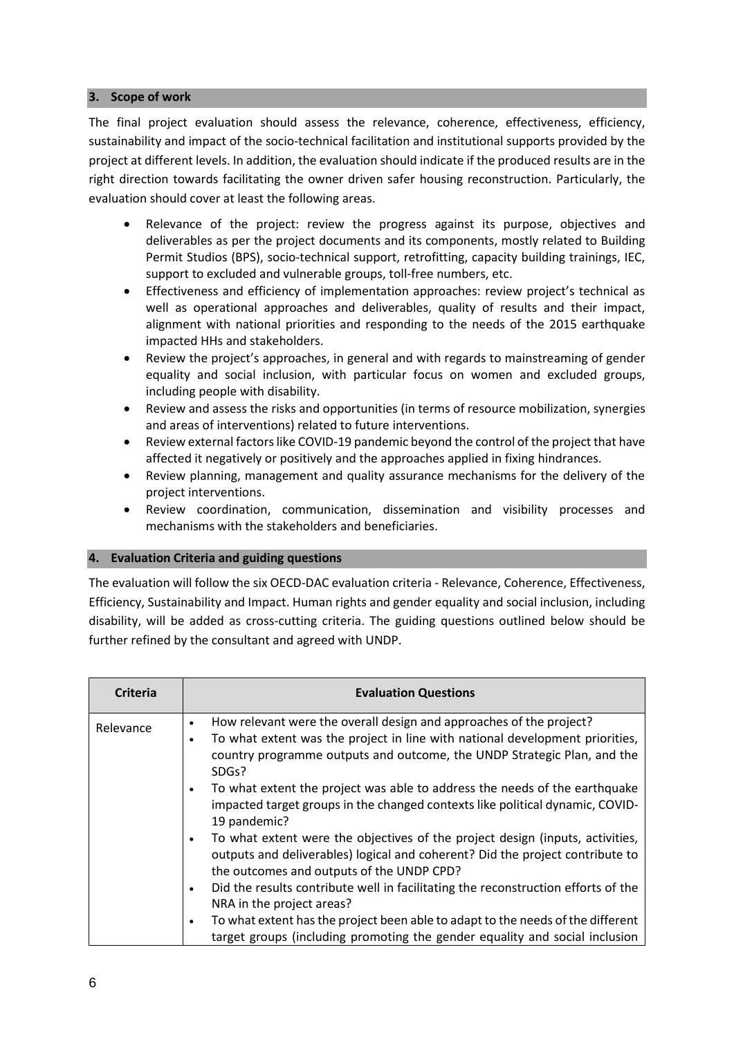## 3. Scope of work

The final project evaluation should assess the relevance, coherence, effectiveness, efficiency, sustainability and impact of the socio-technical facilitation and institutional supports provided by the project at different levels. In addition, the evaluation should indicate if the produced results are in the right direction towards facilitating the owner driven safer housing reconstruction. Particularly, the evaluation should cover at least the following areas.

- Relevance of the project: review the progress against its purpose, objectives and deliverables as per the project documents and its components, mostly related to Building Permit Studios (BPS), socio-technical support, retrofitting, capacity building trainings, IEC, support to excluded and vulnerable groups, toll-free numbers, etc.
- Effectiveness and efficiency of implementation approaches: review project's technical as well as operational approaches and deliverables, quality of results and their impact, alignment with national priorities and responding to the needs of the 2015 earthquake impacted HHs and stakeholders.
- Review the project's approaches, in general and with regards to mainstreaming of gender equality and social inclusion, with particular focus on women and excluded groups, including people with disability.
- Review and assess the risks and opportunities (in terms of resource mobilization, synergies and areas of interventions) related to future interventions.
- Review external factors like COVID-19 pandemic beyond the control of the project that have affected it negatively or positively and the approaches applied in fixing hindrances.
- Review planning, management and quality assurance mechanisms for the delivery of the project interventions.
- Review coordination, communication, dissemination and visibility processes and mechanisms with the stakeholders and beneficiaries.

## 4. Evaluation Criteria and guiding questions

The evaluation will follow the six OECD-DAC evaluation criteria - Relevance, Coherence, Effectiveness, Efficiency, Sustainability and Impact. Human rights and gender equality and social inclusion, including disability, will be added as cross-cutting criteria. The guiding questions outlined below should be further refined by the consultant and agreed with UNDP.

| Criteria | Evaluation Questions |
|---|---|
| Relevance | • How relevant were the overall design and approaches of the project?<br>• To what extent was the project in line with national development priorities, country programme outputs and outcome, the UNDP Strategic Plan, and the SDGs?<br>• To what extent the project was able to address the needs of the earthquake impacted target groups in the changed contexts like political dynamic, COVID-19 pandemic?<br>• To what extent were the objectives of the project design (inputs, activities, outputs and deliverables) logical and coherent? Did the project contribute to the outcomes and outputs of the UNDP CPD?<br>• Did the results contribute well in facilitating the reconstruction efforts of the NRA in the project areas?<br>• To what extent has the project been able to adapt to the needs of the different target groups (including promoting the gender equality and social inclusion |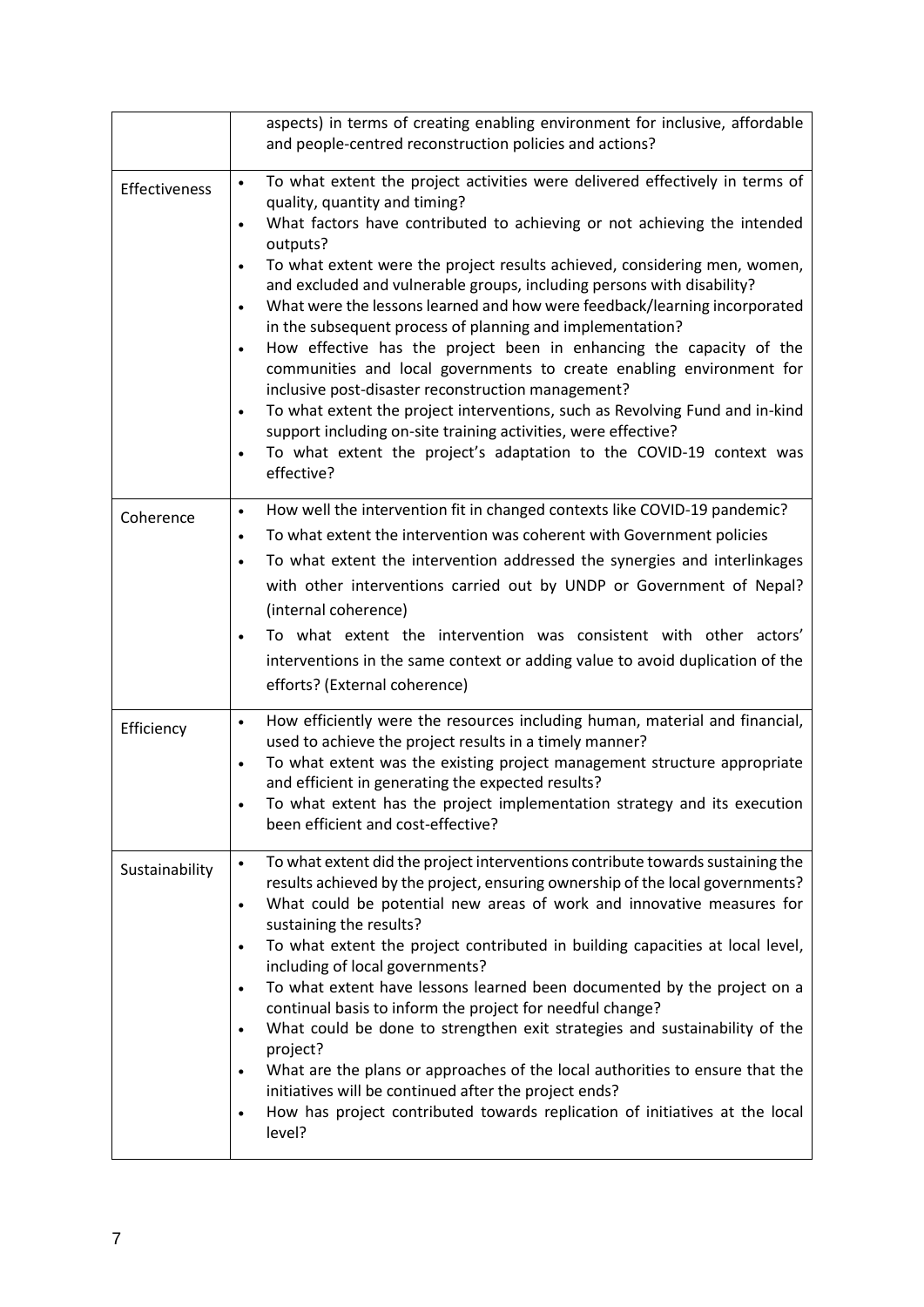|  |  |
|---|---|
|  | aspects) in terms of creating enabling environment for inclusive, affordable and people-centred reconstruction policies and actions? |
| Effectiveness | • To what extent the project activities were delivered effectively in terms of quality, quantity and timing?<br>• What factors have contributed to achieving or not achieving the intended outputs?<br>• To what extent were the project results achieved, considering men, women, and excluded and vulnerable groups, including persons with disability?<br>• What were the lessons learned and how were feedback/learning incorporated in the subsequent process of planning and implementation?<br>• How effective has the project been in enhancing the capacity of the communities and local governments to create enabling environment for inclusive post-disaster reconstruction management?<br>• To what extent the project interventions, such as Revolving Fund and in-kind support including on-site training activities, were effective?<br>• To what extent the project's adaptation to the COVID-19 context was effective? |
| Coherence | • How well the intervention fit in changed contexts like COVID-19 pandemic?<br>• To what extent the intervention was coherent with Government policies<br>• To what extent the intervention addressed the synergies and interlinkages with other interventions carried out by UNDP or Government of Nepal? (internal coherence)<br>• To what extent the intervention was consistent with other actors' interventions in the same context or adding value to avoid duplication of the efforts? (External coherence) |
| Efficiency | • How efficiently were the resources including human, material and financial, used to achieve the project results in a timely manner?<br>• To what extent was the existing project management structure appropriate and efficient in generating the expected results?<br>• To what extent has the project implementation strategy and its execution been efficient and cost-effective? |
| Sustainability | • To what extent did the project interventions contribute towards sustaining the results achieved by the project, ensuring ownership of the local governments?<br>• What could be potential new areas of work and innovative measures for sustaining the results?<br>• To what extent the project contributed in building capacities at local level, including of local governments?<br>• To what extent have lessons learned been documented by the project on a continual basis to inform the project for needful change?<br>• What could be done to strengthen exit strategies and sustainability of the project?<br>• What are the plans or approaches of the local authorities to ensure that the initiatives will be continued after the project ends?<br>• How has project contributed towards replication of initiatives at the local level? |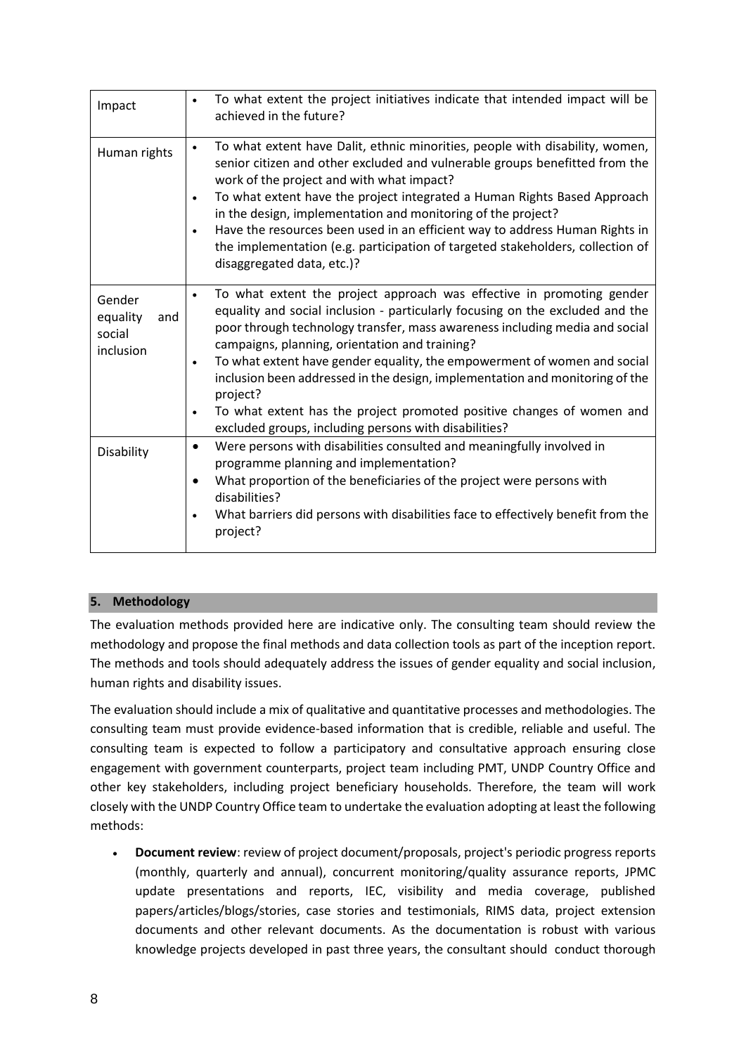| | |
|---|---|
| Impact | • To what extent the project initiatives indicate that intended impact will be achieved in the future? |
| Human rights | • To what extent have Dalit, ethnic minorities, people with disability, women, senior citizen and other excluded and vulnerable groups benefitted from the work of the project and with what impact?<br>• To what extent have the project integrated a Human Rights Based Approach in the design, implementation and monitoring of the project?<br>• Have the resources been used in an efficient way to address Human Rights in the implementation (e.g. participation of targeted stakeholders, collection of disaggregated data, etc.)? |
| Gender equality and social inclusion | • To what extent the project approach was effective in promoting gender equality and social inclusion - particularly focusing on the excluded and the poor through technology transfer, mass awareness including media and social campaigns, planning, orientation and training?<br>• To what extent have gender equality, the empowerment of women and social inclusion been addressed in the design, implementation and monitoring of the project?<br>• To what extent has the project promoted positive changes of women and excluded groups, including persons with disabilities? |
| Disability | • Were persons with disabilities consulted and meaningfully involved in programme planning and implementation?<br>• What proportion of the beneficiaries of the project were persons with disabilities?<br>• What barriers did persons with disabilities face to effectively benefit from the project? |

## 5. Methodology

The evaluation methods provided here are indicative only. The consulting team should review the methodology and propose the final methods and data collection tools as part of the inception report. The methods and tools should adequately address the issues of gender equality and social inclusion, human rights and disability issues.

The evaluation should include a mix of qualitative and quantitative processes and methodologies. The consulting team must provide evidence-based information that is credible, reliable and useful. The consulting team is expected to follow a participatory and consultative approach ensuring close engagement with government counterparts, project team including PMT, UNDP Country Office and other key stakeholders, including project beneficiary households. Therefore, the team will work closely with the UNDP Country Office team to undertake the evaluation adopting at least the following methods:

- **Document review**: review of project document/proposals, project's periodic progress reports (monthly, quarterly and annual), concurrent monitoring/quality assurance reports, JPMC update presentations and reports, IEC, visibility and media coverage, published papers/articles/blogs/stories, case stories and testimonials, RIMS data, project extension documents and other relevant documents. As the documentation is robust with various knowledge projects developed in past three years, the consultant should conduct thorough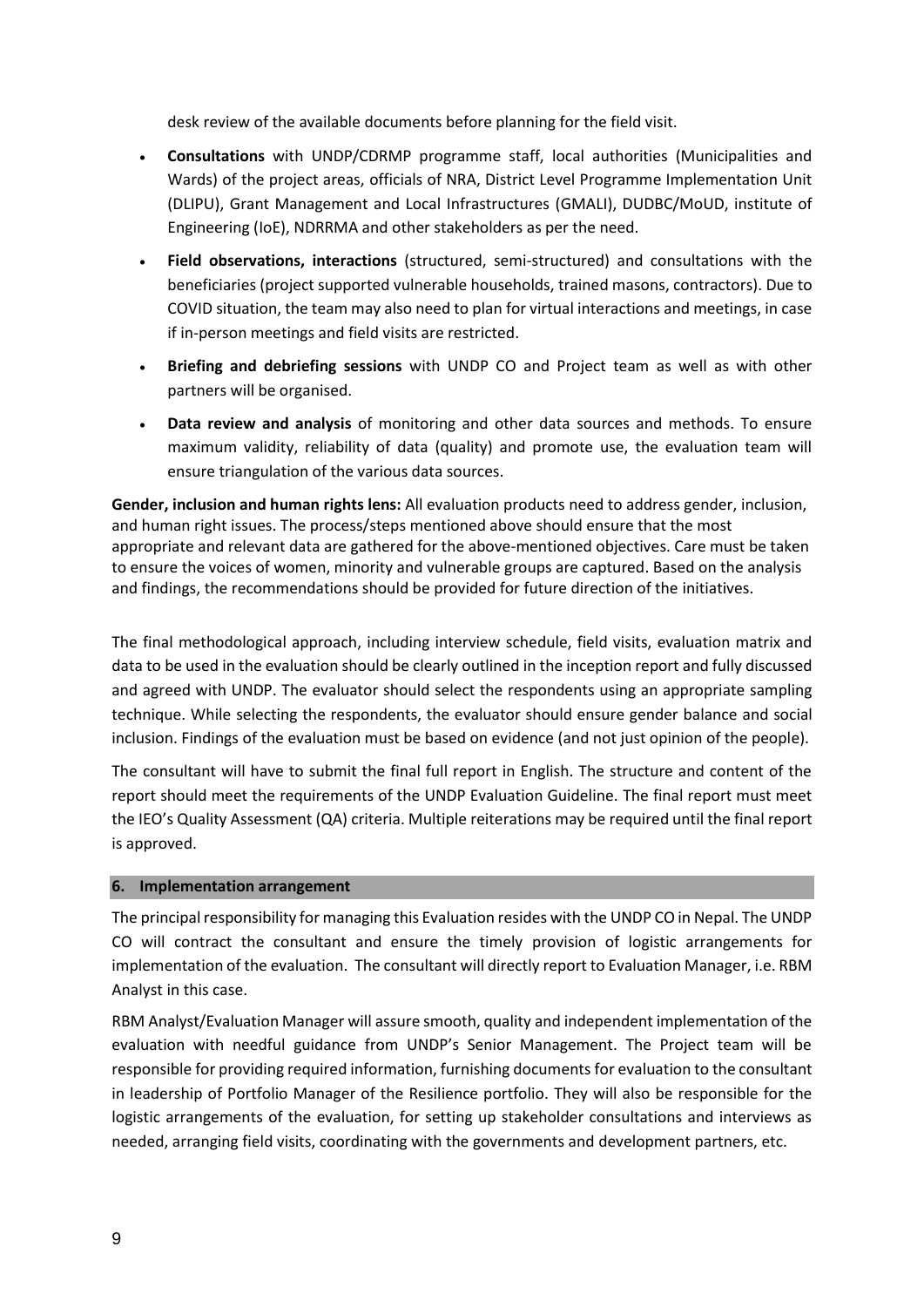desk review of the available documents before planning for the field visit.

- **Consultations** with UNDP/CDRMP programme staff, local authorities (Municipalities and Wards) of the project areas, officials of NRA, District Level Programme Implementation Unit (DLIPU), Grant Management and Local Infrastructures (GMALI), DUDBC/MoUD, institute of Engineering (IoE), NDRRMA and other stakeholders as per the need.
- **Field observations, interactions** (structured, semi-structured) and consultations with the beneficiaries (project supported vulnerable households, trained masons, contractors). Due to COVID situation, the team may also need to plan for virtual interactions and meetings, in case if in-person meetings and field visits are restricted.
- **Briefing and debriefing sessions** with UNDP CO and Project team as well as with other partners will be organised.
- **Data review and analysis** of monitoring and other data sources and methods. To ensure maximum validity, reliability of data (quality) and promote use, the evaluation team will ensure triangulation of the various data sources.

**Gender, inclusion and human rights lens:** All evaluation products need to address gender, inclusion, and human right issues. The process/steps mentioned above should ensure that the most appropriate and relevant data are gathered for the above-mentioned objectives. Care must be taken to ensure the voices of women, minority and vulnerable groups are captured. Based on the analysis and findings, the recommendations should be provided for future direction of the initiatives.

The final methodological approach, including interview schedule, field visits, evaluation matrix and data to be used in the evaluation should be clearly outlined in the inception report and fully discussed and agreed with UNDP. The evaluator should select the respondents using an appropriate sampling technique. While selecting the respondents, the evaluator should ensure gender balance and social inclusion. Findings of the evaluation must be based on evidence (and not just opinion of the people).

The consultant will have to submit the final full report in English. The structure and content of the report should meet the requirements of the UNDP Evaluation Guideline. The final report must meet the IEO's Quality Assessment (QA) criteria. Multiple reiterations may be required until the final report is approved.

## 6. Implementation arrangement

The principal responsibility for managing this Evaluation resides with the UNDP CO in Nepal. The UNDP CO will contract the consultant and ensure the timely provision of logistic arrangements for implementation of the evaluation. The consultant will directly report to Evaluation Manager, i.e. RBM Analyst in this case.

RBM Analyst/Evaluation Manager will assure smooth, quality and independent implementation of the evaluation with needful guidance from UNDP's Senior Management. The Project team will be responsible for providing required information, furnishing documents for evaluation to the consultant in leadership of Portfolio Manager of the Resilience portfolio. They will also be responsible for the logistic arrangements of the evaluation, for setting up stakeholder consultations and interviews as needed, arranging field visits, coordinating with the governments and development partners, etc.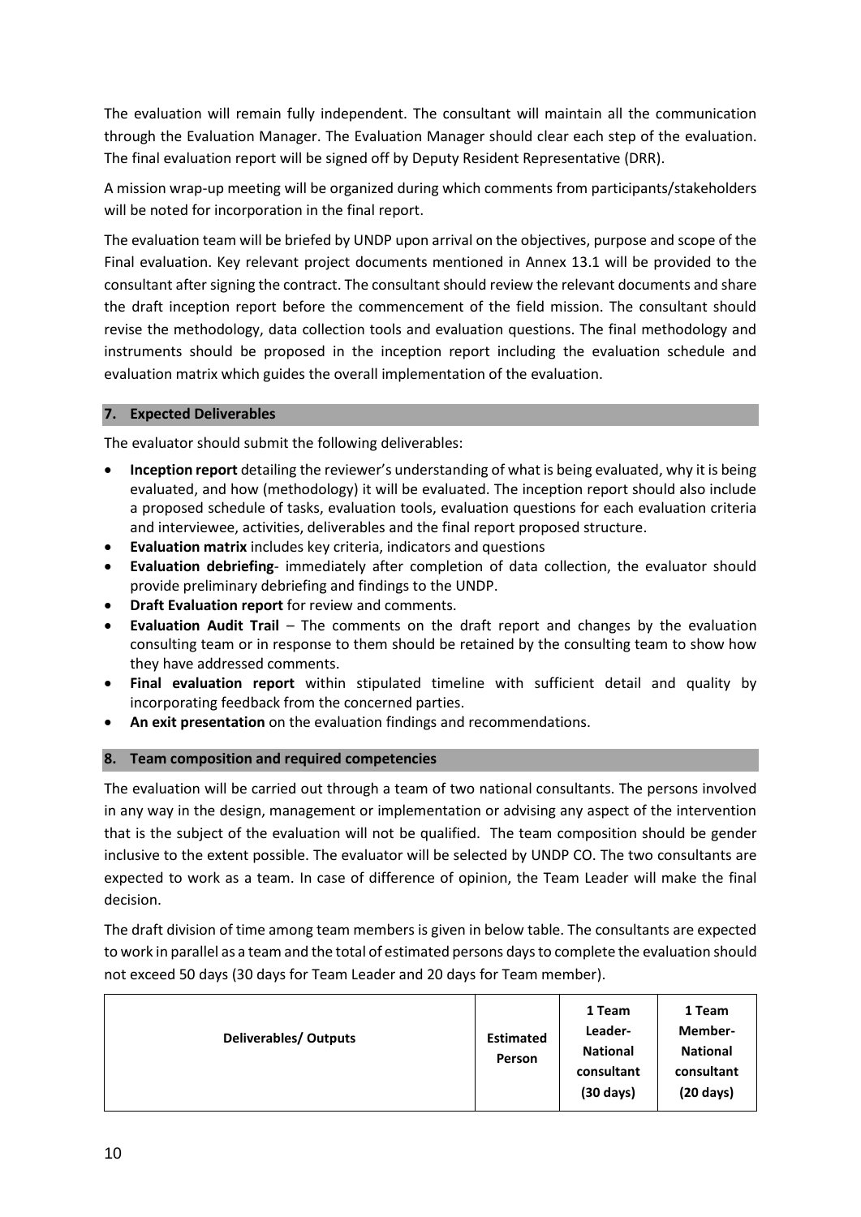The evaluation will remain fully independent. The consultant will maintain all the communication through the Evaluation Manager. The Evaluation Manager should clear each step of the evaluation. The final evaluation report will be signed off by Deputy Resident Representative (DRR).

A mission wrap-up meeting will be organized during which comments from participants/stakeholders will be noted for incorporation in the final report.

The evaluation team will be briefed by UNDP upon arrival on the objectives, purpose and scope of the Final evaluation. Key relevant project documents mentioned in Annex 13.1 will be provided to the consultant after signing the contract. The consultant should review the relevant documents and share the draft inception report before the commencement of the field mission. The consultant should revise the methodology, data collection tools and evaluation questions. The final methodology and instruments should be proposed in the inception report including the evaluation schedule and evaluation matrix which guides the overall implementation of the evaluation.

## 7. Expected Deliverables

The evaluator should submit the following deliverables:

- **Inception report** detailing the reviewer's understanding of what is being evaluated, why it is being evaluated, and how (methodology) it will be evaluated. The inception report should also include a proposed schedule of tasks, evaluation tools, evaluation questions for each evaluation criteria and interviewee, activities, deliverables and the final report proposed structure.
- **Evaluation matrix** includes key criteria, indicators and questions
- **Evaluation debriefing**- immediately after completion of data collection, the evaluator should provide preliminary debriefing and findings to the UNDP.
- **Draft Evaluation report** for review and comments.
- **Evaluation Audit Trail** – The comments on the draft report and changes by the evaluation consulting team or in response to them should be retained by the consulting team to show how they have addressed comments.
- **Final evaluation report** within stipulated timeline with sufficient detail and quality by incorporating feedback from the concerned parties.
- **An exit presentation** on the evaluation findings and recommendations.

## 8. Team composition and required competencies

The evaluation will be carried out through a team of two national consultants. The persons involved in any way in the design, management or implementation or advising any aspect of the intervention that is the subject of the evaluation will not be qualified. The team composition should be gender inclusive to the extent possible. The evaluator will be selected by UNDP CO. The two consultants are expected to work as a team. In case of difference of opinion, the Team Leader will make the final decision.

The draft division of time among team members is given in below table. The consultants are expected to work in parallel as a team and the total of estimated persons days to complete the evaluation should not exceed 50 days (30 days for Team Leader and 20 days for Team member).

| Deliverables/ Outputs | Estimated Person | 1 Team Leader- National consultant (30 days) | 1 Team Member- National consultant (20 days) |
|---|---|---|---|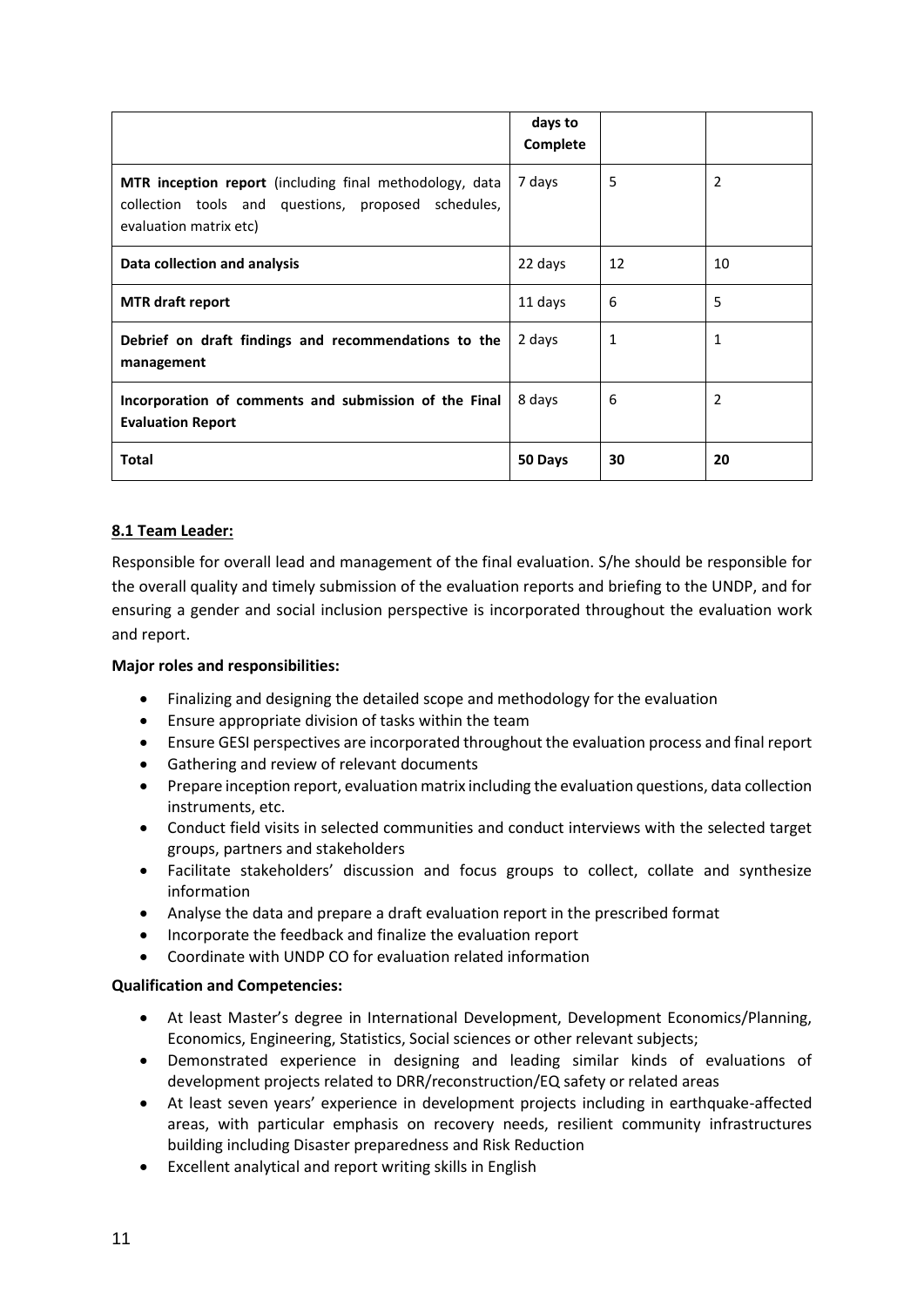| | days to Complete | | |
|---|---|---|---|
| **MTR inception report** (including final methodology, data collection tools and questions, proposed schedules, evaluation matrix etc) | 7 days | 5 | 2 |
| **Data collection and analysis** | 22 days | 12 | 10 |
| **MTR draft report** | 11 days | 6 | 5 |
| **Debrief on draft findings and recommendations to the management** | 2 days | 1 | 1 |
| **Incorporation of comments and submission of the Final Evaluation Report** | 8 days | 6 | 2 |
| **Total** | **50 Days** | **30** | **20** |

### 8.1 Team Leader:

Responsible for overall lead and management of the final evaluation. S/he should be responsible for the overall quality and timely submission of the evaluation reports and briefing to the UNDP, and for ensuring a gender and social inclusion perspective is incorporated throughout the evaluation work and report.

**Major roles and responsibilities:**

- Finalizing and designing the detailed scope and methodology for the evaluation
- Ensure appropriate division of tasks within the team
- Ensure GESI perspectives are incorporated throughout the evaluation process and final report
- Gathering and review of relevant documents
- Prepare inception report, evaluation matrix including the evaluation questions, data collection instruments, etc.
- Conduct field visits in selected communities and conduct interviews with the selected target groups, partners and stakeholders
- Facilitate stakeholders' discussion and focus groups to collect, collate and synthesize information
- Analyse the data and prepare a draft evaluation report in the prescribed format
- Incorporate the feedback and finalize the evaluation report
- Coordinate with UNDP CO for evaluation related information

**Qualification and Competencies:**

- At least Master's degree in International Development, Development Economics/Planning, Economics, Engineering, Statistics, Social sciences or other relevant subjects;
- Demonstrated experience in designing and leading similar kinds of evaluations of development projects related to DRR/reconstruction/EQ safety or related areas
- At least seven years' experience in development projects including in earthquake-affected areas, with particular emphasis on recovery needs, resilient community infrastructures building including Disaster preparedness and Risk Reduction
- Excellent analytical and report writing skills in English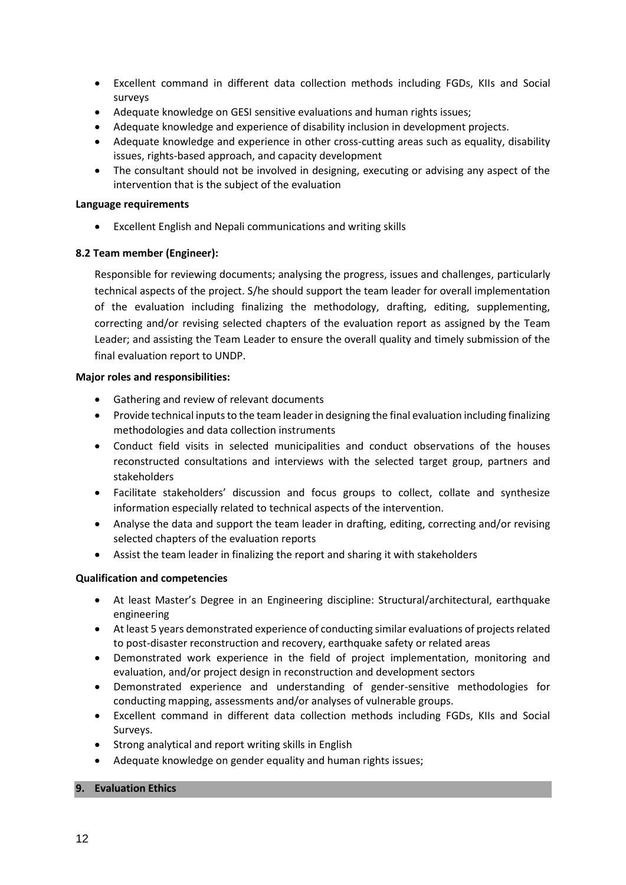- Excellent command in different data collection methods including FGDs, KIIs and Social surveys
- Adequate knowledge on GESI sensitive evaluations and human rights issues;
- Adequate knowledge and experience of disability inclusion in development projects.
- Adequate knowledge and experience in other cross-cutting areas such as equality, disability issues, rights-based approach, and capacity development
- The consultant should not be involved in designing, executing or advising any aspect of the intervention that is the subject of the evaluation

**Language requirements**

- Excellent English and Nepali communications and writing skills

### 8.2 Team member (Engineer):

Responsible for reviewing documents; analysing the progress, issues and challenges, particularly technical aspects of the project. S/he should support the team leader for overall implementation of the evaluation including finalizing the methodology, drafting, editing, supplementing, correcting and/or revising selected chapters of the evaluation report as assigned by the Team Leader; and assisting the Team Leader to ensure the overall quality and timely submission of the final evaluation report to UNDP.

**Major roles and responsibilities:**

- Gathering and review of relevant documents
- Provide technical inputs to the team leader in designing the final evaluation including finalizing methodologies and data collection instruments
- Conduct field visits in selected municipalities and conduct observations of the houses reconstructed consultations and interviews with the selected target group, partners and stakeholders
- Facilitate stakeholders' discussion and focus groups to collect, collate and synthesize information especially related to technical aspects of the intervention.
- Analyse the data and support the team leader in drafting, editing, correcting and/or revising selected chapters of the evaluation reports
- Assist the team leader in finalizing the report and sharing it with stakeholders

**Qualification and competencies**

- At least Master's Degree in an Engineering discipline: Structural/architectural, earthquake engineering
- At least 5 years demonstrated experience of conducting similar evaluations of projects related to post-disaster reconstruction and recovery, earthquake safety or related areas
- Demonstrated work experience in the field of project implementation, monitoring and evaluation, and/or project design in reconstruction and development sectors
- Demonstrated experience and understanding of gender-sensitive methodologies for conducting mapping, assessments and/or analyses of vulnerable groups.
- Excellent command in different data collection methods including FGDs, KIIs and Social Surveys.
- Strong analytical and report writing skills in English
- Adequate knowledge on gender equality and human rights issues;

## 9. Evaluation Ethics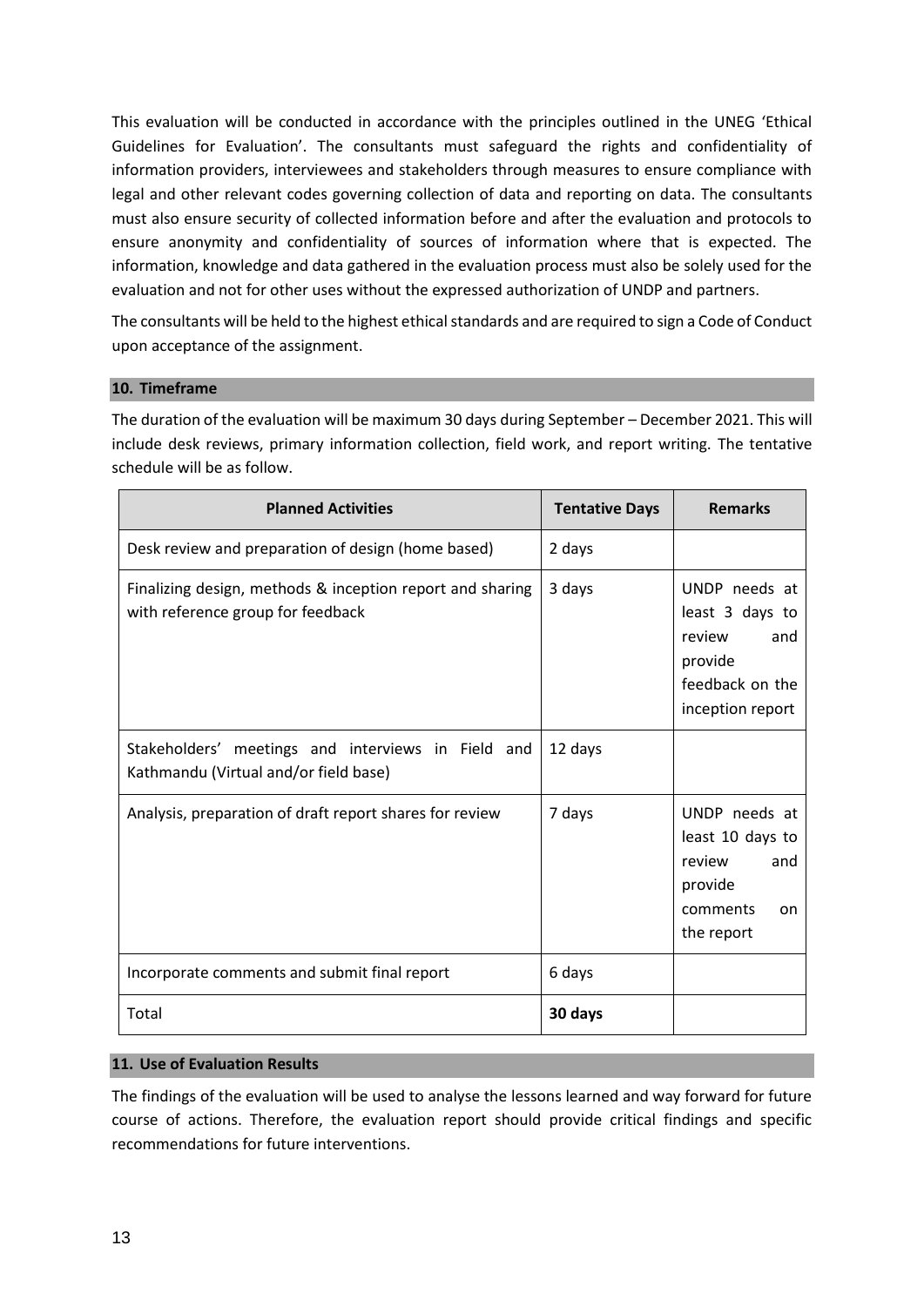This evaluation will be conducted in accordance with the principles outlined in the UNEG 'Ethical Guidelines for Evaluation'. The consultants must safeguard the rights and confidentiality of information providers, interviewees and stakeholders through measures to ensure compliance with legal and other relevant codes governing collection of data and reporting on data. The consultants must also ensure security of collected information before and after the evaluation and protocols to ensure anonymity and confidentiality of sources of information where that is expected. The information, knowledge and data gathered in the evaluation process must also be solely used for the evaluation and not for other uses without the expressed authorization of UNDP and partners.

The consultants will be held to the highest ethical standards and are required to sign a Code of Conduct upon acceptance of the assignment.

## 10. Timeframe

The duration of the evaluation will be maximum 30 days during September – December 2021. This will include desk reviews, primary information collection, field work, and report writing. The tentative schedule will be as follow.

| Planned Activities | Tentative Days | Remarks |
|---|---|---|
| Desk review and preparation of design (home based) | 2 days | |
| Finalizing design, methods & inception report and sharing with reference group for feedback | 3 days | UNDP needs at least 3 days to review and provide feedback on the inception report |
| Stakeholders' meetings and interviews in Field and Kathmandu (Virtual and/or field base) | 12 days | |
| Analysis, preparation of draft report shares for review | 7 days | UNDP needs at least 10 days to review and provide comments on the report |
| Incorporate comments and submit final report | 6 days | |
| Total | **30 days** | |

## 11. Use of Evaluation Results

The findings of the evaluation will be used to analyse the lessons learned and way forward for future course of actions. Therefore, the evaluation report should provide critical findings and specific recommendations for future interventions.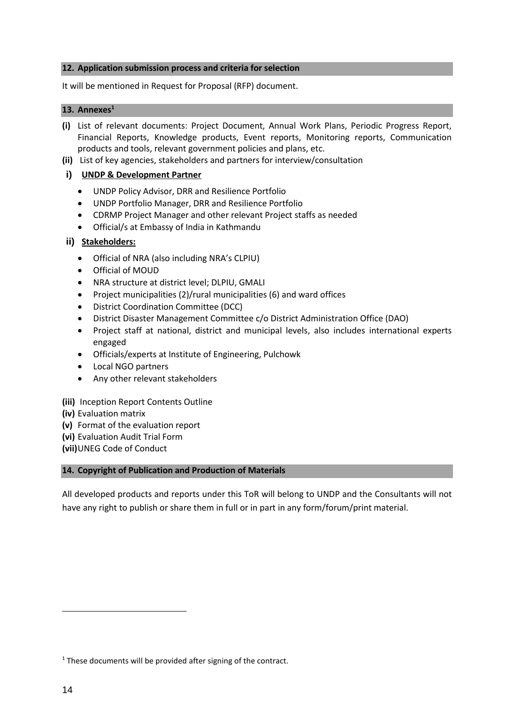## 12. Application submission process and criteria for selection

It will be mentioned in Request for Proposal (RFP) document.

## 13. Annexes[1]

**(i)** List of relevant documents: Project Document, Annual Work Plans, Periodic Progress Report, Financial Reports, Knowledge products, Event reports, Monitoring reports, Communication products and tools, relevant government policies and plans, etc.

**(ii)** List of key agencies, stakeholders and partners for interview/consultation

**i) UNDP & Development Partner**

- UNDP Policy Advisor, DRR and Resilience Portfolio
- UNDP Portfolio Manager, DRR and Resilience Portfolio
- CDRMP Project Manager and other relevant Project staffs as needed
- Official/s at Embassy of India in Kathmandu

**ii) Stakeholders:**

- Official of NRA (also including NRA's CLPIU)
- Official of MOUD
- NRA structure at district level; DLPIU, GMALI
- Project municipalities (2)/rural municipalities (6) and ward offices
- District Coordination Committee (DCC)
- District Disaster Management Committee c/o District Administration Office (DAO)
- Project staff at national, district and municipal levels, also includes international experts engaged
- Officials/experts at Institute of Engineering, Pulchowk
- Local NGO partners
- Any other relevant stakeholders

**(iii)** Inception Report Contents Outline

**(iv)** Evaluation matrix

**(v)** Format of the evaluation report

**(vi)** Evaluation Audit Trial Form

**(vii)** UNEG Code of Conduct

## 14. Copyright of Publication and Production of Materials

All developed products and reports under this ToR will belong to UNDP and the Consultants will not have any right to publish or share them in full or in part in any form/forum/print material.

---

[1] These documents will be provided after signing of the contract.